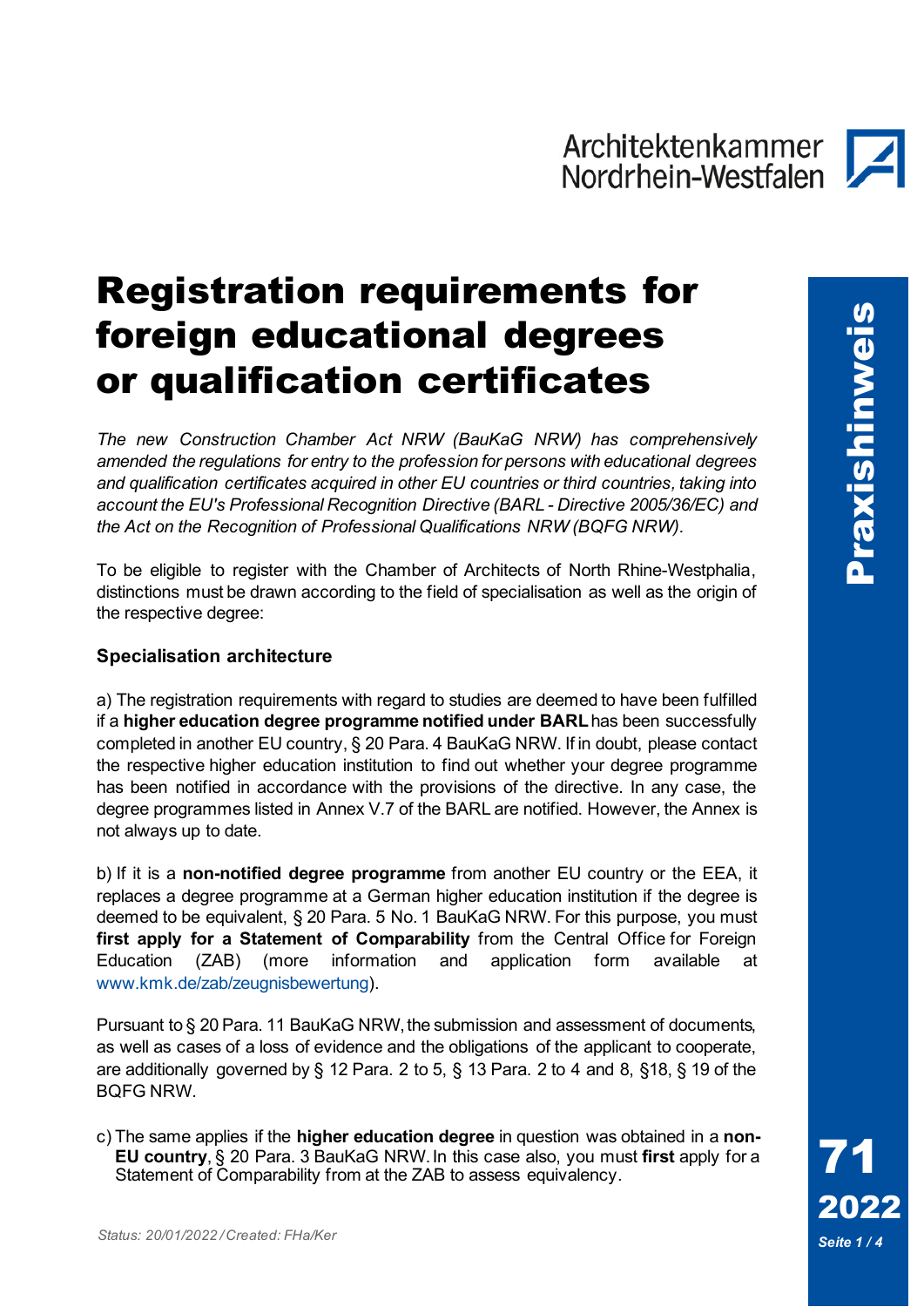Architektenkammer Nordrhein-Westfalen

# Registration requirements for foreign educational degrees or qualification certificates

*The new Construction Chamber Act NRW (BauKaG NRW) has comprehensively amended the regulations for entry to the profession for persons with educational degrees and qualification certificates acquired in other EU countries or third countries, taking into account the EU's Professional Recognition Directive (BARL - Directive 2005/36/EC) and the Act on the Recognition of Professional Qualifications NRW (BQFG NRW).*

To be eligible to register with the Chamber of Architects of North Rhine-Westphalia, distinctions must be drawn according to the field of specialisation as well as the origin of the respective degree:

**Specialisation architecture**

a) The registration requirements with regard to studies are deemed to have been fulfilled if a **higher education degree programme notified under BARL** has been successfully completed in another EU country, § 20 Para. 4 BauKaG NRW. If in doubt, please contact the respective higher education institution to find out whether your degree programme has been notified in accordance with the provisions of the directive. In any case, the degree programmes listed in Annex V.7 of the BARL are notified. However, the Annex is not always up to date.

b) If it is a **non-notified degree programme** from another EU country or the EEA, it replaces a degree programme at a German higher education institution if the degree is deemed to be equivalent, § 20 Para. 5 No. 1 BauKaG NRW. For this purpose, you must **first apply for a Statement of Comparability** from the Central Office for Foreign Education (ZAB) (more information and application form available at www.kmk.de/zab/zeugnisbewertung).

Pursuant to § 20 Para. 11 BauKaG NRW, the submission and assessment of documents, as well as cases of a loss of evidence and the obligations of the applicant to cooperate, are additionally governed by § 12 Para. 2 to 5, § 13 Para. 2 to 4 and 8, §18, § 19 of the BQFG NRW.

c) The same applies if the **higher education degree** in question was obtained in a **non-EU country**, § 20 Para. 3 BauKaG NRW. In this case also, you must **first** apply for a Statement of Comparability from at the ZAB to assess equivalency.

*Status: 20/01/2022 / Created: FHa/Ker*

Praxishinweis 71 2022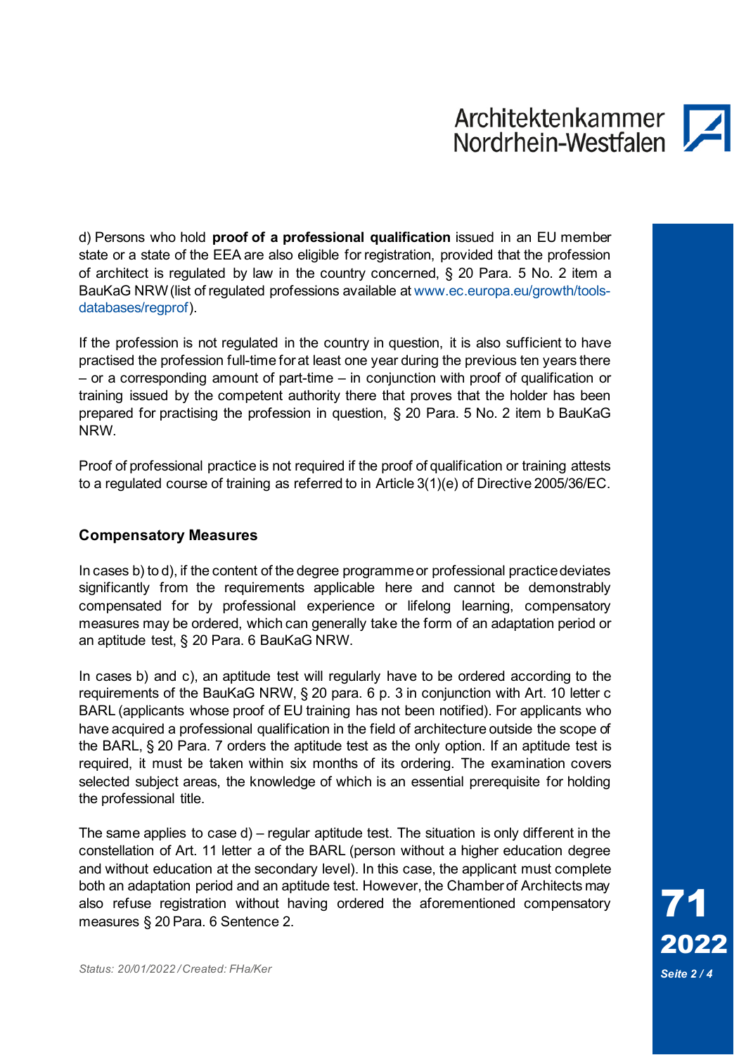d) Persons who hold **proof of a professional qualification** issued in an EU member state or a state of the EEA are also eligible for registration, provided that the profession of architect is regulated by law in the country concerned, § 20 Para. 5 No. 2 item a BauKaG NRW (list of regulated professions available at www.ec.europa.eu/growth/tools-databases/regprof).

If the profession is not regulated in the country in question, it is also sufficient to have practised the profession full-time for at least one year during the previous ten years there – or a corresponding amount of part-time – in conjunction with proof of qualification or training issued by the competent authority there that proves that the holder has been prepared for practising the profession in question, § 20 Para. 5 No. 2 item b BauKaG NRW.

Proof of professional practice is not required if the proof of qualification or training attests to a regulated course of training as referred to in Article 3(1)(e) of Directive 2005/36/EC.

## Compensatory Measures

In cases b) to d), if the content of the degree programme or professional practice deviates significantly from the requirements applicable here and cannot be demonstrably compensated for by professional experience or lifelong learning, compensatory measures may be ordered, which can generally take the form of an adaptation period or an aptitude test, § 20 Para. 6 BauKaG NRW.

In cases b) and c), an aptitude test will regularly have to be ordered according to the requirements of the BauKaG NRW, § 20 para. 6 p. 3 in conjunction with Art. 10 letter c BARL (applicants whose proof of EU training has not been notified). For applicants who have acquired a professional qualification in the field of architecture outside the scope of the BARL, § 20 Para. 7 orders the aptitude test as the only option. If an aptitude test is required, it must be taken within six months of its ordering. The examination covers selected subject areas, the knowledge of which is an essential prerequisite for holding the professional title.

The same applies to case d) – regular aptitude test. The situation is only different in the constellation of Art. 11 letter a of the BARL (person without a higher education degree and without education at the secondary level). In this case, the applicant must complete both an adaptation period and an aptitude test. However, the Chamber of Architects may also refuse registration without having ordered the aforementioned compensatory measures § 20 Para. 6 Sentence 2.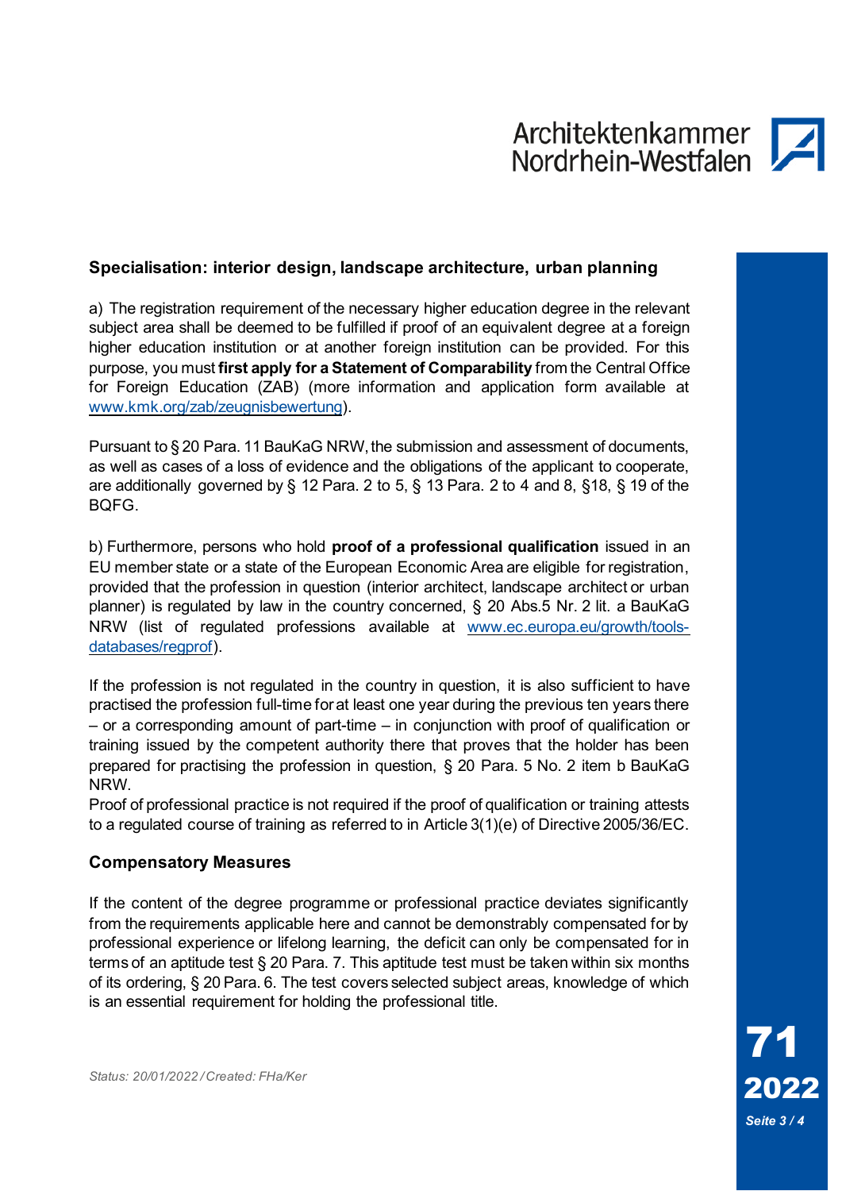## Specialisation: interior design, landscape architecture, urban planning

a) The registration requirement of the necessary higher education degree in the relevant subject area shall be deemed to be fulfilled if proof of an equivalent degree at a foreign higher education institution or at another foreign institution can be provided. For this purpose, you must **first apply for a Statement of Comparability** from the Central Office for Foreign Education (ZAB) (more information and application form available at [www.kmk.org/zab/zeugnisbewertung](www.kmk.org/zab/zeugnisbewertung)).

Pursuant to § 20 Para. 11 BauKaG NRW, the submission and assessment of documents, as well as cases of a loss of evidence and the obligations of the applicant to cooperate, are additionally governed by § 12 Para. 2 to 5, § 13 Para. 2 to 4 and 8, §18, § 19 of the BQFG.

b) Furthermore, persons who hold **proof of a professional qualification** issued in an EU member state or a state of the European Economic Area are eligible for registration, provided that the profession in question (interior architect, landscape architect or urban planner) is regulated by law in the country concerned, § 20 Abs.5 Nr. 2 lit. a BauKaG NRW (list of regulated professions available at [www.ec.europa.eu/growth/tools-databases/regprof](www.ec.europa.eu/growth/tools-databases/regprof)).

If the profession is not regulated in the country in question, it is also sufficient to have practised the profession full-time for at least one year during the previous ten years there – or a corresponding amount of part-time – in conjunction with proof of qualification or training issued by the competent authority there that proves that the holder has been prepared for practising the profession in question, § 20 Para. 5 No. 2 item b BauKaG NRW.
Proof of professional practice is not required if the proof of qualification or training attests to a regulated course of training as referred to in Article 3(1)(e) of Directive 2005/36/EC.

### Compensatory Measures

If the content of the degree programme or professional practice deviates significantly from the requirements applicable here and cannot be demonstrably compensated for by professional experience or lifelong learning, the deficit can only be compensated for in terms of an aptitude test § 20 Para. 7. This aptitude test must be taken within six months of its ordering, § 20 Para. 6. The test covers selected subject areas, knowledge of which is an essential requirement for holding the professional title.

*Status: 20/01/2022 / Created: FHa/Ker*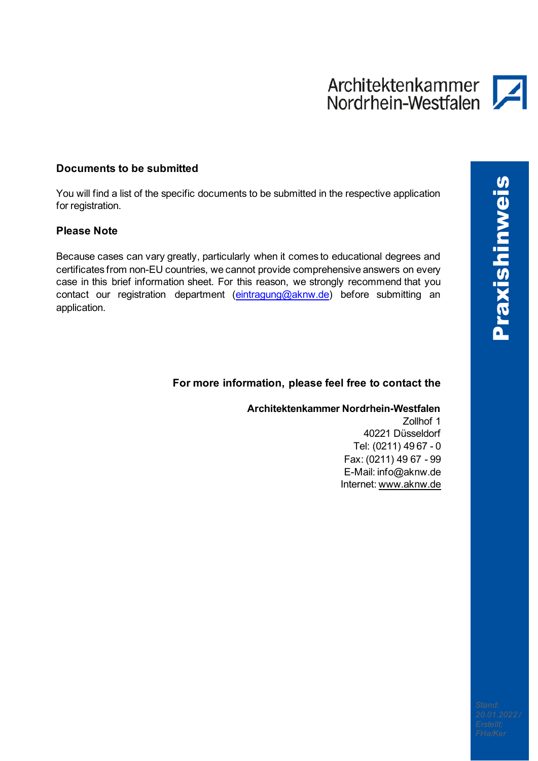### Documents to be submitted

You will find a list of the specific documents to be submitted in the respective application for registration.

### Please Note

Because cases can vary greatly, particularly when it comes to educational degrees and certificates from non-EU countries, we cannot provide comprehensive answers on every case in this brief information sheet. For this reason, we strongly recommend that you contact our registration department (eintragung@aknw.de) before submitting an application.

**For more information, please feel free to contact the**

**Architektenkammer Nordrhein-Westfalen**
Zollhof 1
40221 Düsseldorf
Tel: (0211) 49 67 - 0
Fax: (0211) 49 67 - 99
E-Mail: info@aknw.de
Internet: www.aknw.de

*Stand: 20.01.2022 / Erstellt: FHa/Ker*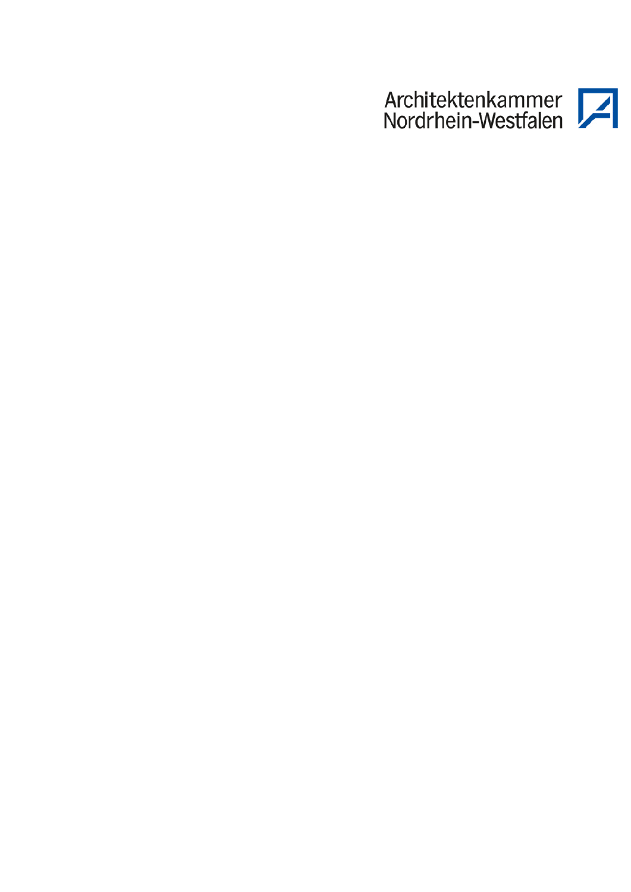Architektenkammer
Nordrhein-Westfalen